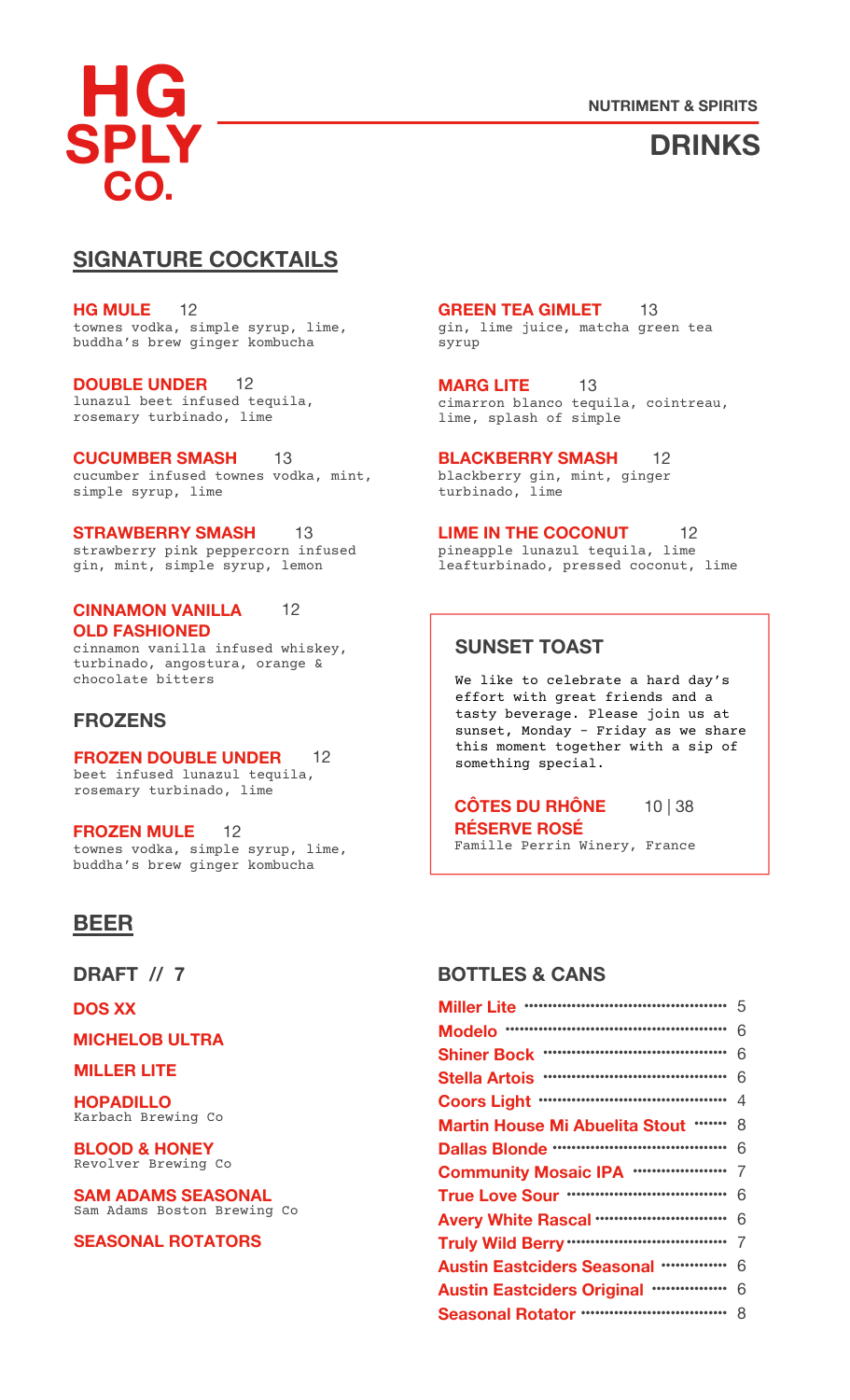# HG SPLY CO.

NUTRIMENT & SPIRITS

## DRINKS

## SIGNATURE COCKTAILS

**HG MULE** 12
towne's vodka, simple syrup, lime, buddha's brew ginger kombucha

**DOUBLE UNDER** 12
lunazul beet infused tequila, rosemary turbinado, lime

**CUCUMBER SMASH** 13
cucumber infused townes vodka, mint, simple syrup, lime

**STRAWBERRY SMASH** 13
strawberry pink peppercorn infused gin, mint, simple syrup, lemon

**CINNAMON VANILLA OLD FASHIONED** 12
cinnamon vanilla infused whiskey, turbinado, angostura, orange & chocolate bitters

**GREEN TEA GIMLET** 13
gin, lime juice, matcha green tea syrup

**MARG LITE** 13
cimarron blanco tequila, cointreau, lime, splash of simple

**BLACKBERRY SMASH** 12
blackberry gin, mint, ginger turbinado, lime

**LIME IN THE COCONUT** 12
pineapple lunazul tequila, lime leafturbinado, pressed coconut, lime

### FROZENS

**FROZEN DOUBLE UNDER** 12
beet infused lunazul tequila, rosemary turbinado, lime

**FROZEN MULE** 12
townes vodka, simple syrup, lime, buddha's brew ginger kombucha

### SUNSET TOAST

We like to celebrate a hard day's effort with great friends and a tasty beverage. Please join us at sunset, Monday - Friday as we share this moment together with a sip of something special.

**CÔTES DU RHÔNE RÉSERVE ROSÉ** 10 | 38
Famille Perrin Winery, France

## BEER

### DRAFT // 7

**DOS XX**

**MICHELOB ULTRA**

**MILLER LITE**

**HOPADILLO**
Karbach Brewing Co

**BLOOD & HONEY**
Revolver Brewing Co

**SAM ADAMS SEASONAL**
Sam Adams Boston Brewing Co

**SEASONAL ROTATORS**

### BOTTLES & CANS

- Miller Lite ........ 5
- Modelo ........ 6
- Shiner Bock ........ 6
- Stella Artois ........ 6
- Coors Light ........ 4
- Martin House Mi Abuelita Stout ........ 8
- Dallas Blonde ........ 6
- Community Mosaic IPA ........ 7
- True Love Sour ........ 6
- Avery White Rascal ........ 6
- Truly Wild Berry ........ 7
- Austin Eastciders Seasonal ........ 6
- Austin Eastciders Original ........ 6
- Seasonal Rotator ........ 8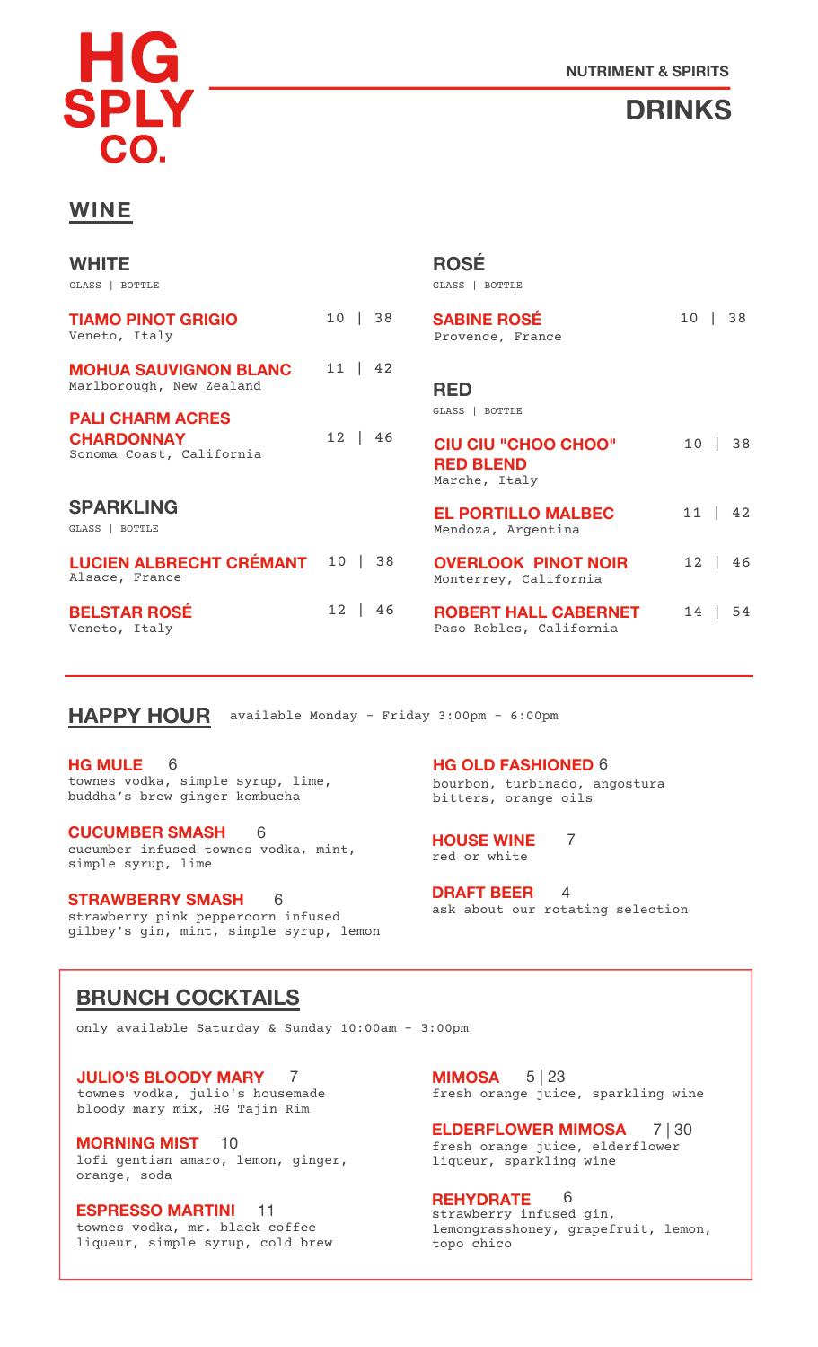# HG SPLY CO.

NUTRIMENT & SPIRITS

## DRINKS

## WINE

### WHITE

GLASS | BOTTLE

**TIAMO PINOT GRIGIO** 10 | 38
Veneto, Italy

**MOHUA SAUVIGNON BLANC** 11 | 42
Marlborough, New Zealand

**PALI CHARM ACRES CHARDONNAY** 12 | 46
Sonoma Coast, California

### SPARKLING

GLASS | BOTTLE

**LUCIEN ALBRECHT CRÉMANT** 10 | 38
Alsace, France

**BELSTAR ROSÉ** 12 | 46
Veneto, Italy

### ROSÉ

GLASS | BOTTLE

**SABINE ROSÉ** 10 | 38
Provence, France

### RED

GLASS | BOTTLE

**CIU CIU "CHOO CHOO" RED BLEND** 10 | 38
Marche, Italy

**EL PORTILLO MALBEC** 11 | 42
Mendoza, Argentina

**OVERLOOK PINOT NOIR** 12 | 46
Monterrey, California

**ROBERT HALL CABERNET** 14 | 54
Paso Robles, California

## HAPPY HOUR

available Monday - Friday 3:00pm - 6:00pm

**HG MULE** 6
townes vodka, simple syrup, lime, buddha's brew ginger kombucha

**CUCUMBER SMASH** 6
cucumber infused townes vodka, mint, simple syrup, lime

**STRAWBERRY SMASH** 6
strawberry pink peppercorn infused gilbey's gin, mint, simple syrup, lemon

**HG OLD FASHIONED** 6
bourbon, turbinado, angostura bitters, orange oils

**HOUSE WINE** 7
red or white

**DRAFT BEER** 4
ask about our rotating selection

## BRUNCH COCKTAILS

only available Saturday & Sunday 10:00am - 3:00pm

**JULIO'S BLOODY MARY** 7
townes vodka, julio's housemade bloody mary mix, HG Tajin Rim

**MORNING MIST** 10
lofi gentian amaro, lemon, ginger, orange, soda

**ESPRESSO MARTINI** 11
townes vodka, mr. black coffee liqueur, simple syrup, cold brew

**MIMOSA** 5 | 23
fresh orange juice, sparkling wine

**ELDERFLOWER MIMOSA** 7 | 30
fresh orange juice, elderflower liqueur, sparkling wine

**REHYDRATE** 6
strawberry infused gin, lemongrasshoney, grapefruit, lemon, topo chico